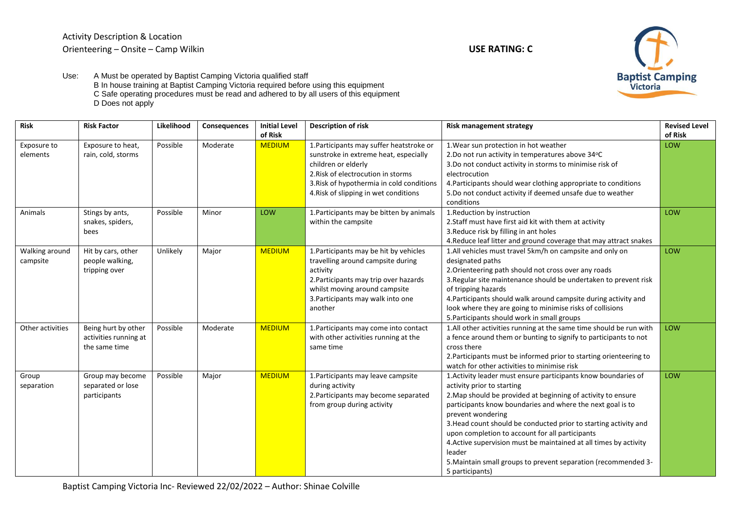Activity Description & Location
Orienteering – Onsite – Camp Wilkin

**USE RATING: C**

Use:
- A Must be operated by Baptist Camping Victoria qualified staff
- B In house training at Baptist Camping Victoria required before using this equipment
- C Safe operating procedures must be read and adhered to by all users of this equipment
- D Does not apply

| Risk | Risk Factor | Likelihood | Consequences | Initial Level of Risk | Description of risk | Risk management strategy | Revised Level of Risk |
|---|---|---|---|---|---|---|---|
| Exposure to elements | Exposure to heat, rain, cold, storms | Possible | Moderate | MEDIUM | 1.Participants may suffer heatstroke or sunstroke in extreme heat, especially children or elderly<br>2.Risk of electrocution in storms<br>3.Risk of hypothermia in cold conditions<br>4.Risk of slipping in wet conditions | 1.Wear sun protection in hot weather<br>2.Do not run activity in temperatures above 34°C<br>3.Do not conduct activity in storms to minimise risk of electrocution<br>4.Participants should wear clothing appropriate to conditions<br>5.Do not conduct activity if deemed unsafe due to weather conditions | LOW |
| Animals | Stings by ants, snakes, spiders, bees | Possible | Minor | LOW | 1.Participants may be bitten by animals within the campsite | 1.Reduction by instruction<br>2.Staff must have first aid kit with them at activity<br>3.Reduce risk by filling in ant holes<br>4.Reduce leaf litter and ground coverage that may attract snakes | LOW |
| Walking around campsite | Hit by cars, other people walking, tripping over | Unlikely | Major | MEDIUM | 1.Participants may be hit by vehicles travelling around campsite during activity<br>2.Participants may trip over hazards whilst moving around campsite<br>3.Participants may walk into one another | 1.All vehicles must travel 5km/h on campsite and only on designated paths<br>2.Orienteering path should not cross over any roads<br>3.Regular site maintenance should be undertaken to prevent risk of tripping hazards<br>4.Participants should walk around campsite during activity and look where they are going to minimise risks of collisions<br>5.Participants should work in small groups | LOW |
| Other activities | Being hurt by other activities running at the same time | Possible | Moderate | MEDIUM | 1.Participants may come into contact with other activities running at the same time | 1.All other activities running at the same time should be run with a fence around them or bunting to signify to participants to not cross there<br>2.Participants must be informed prior to starting orienteering to watch for other activities to minimise risk | LOW |
| Group separation | Group may become separated or lose participants | Possible | Major | MEDIUM | 1.Participants may leave campsite during activity<br>2.Participants may become separated from group during activity | 1.Activity leader must ensure participants know boundaries of activity prior to starting<br>2.Map should be provided at beginning of activity to ensure participants know boundaries and where the next goal is to prevent wondering<br>3.Head count should be conducted prior to starting activity and upon completion to account for all participants<br>4.Active supervision must be maintained at all times by activity leader<br>5.Maintain small groups to prevent separation (recommended 3-5 participants) | LOW |

Baptist Camping Victoria Inc- Reviewed 22/02/2022 – Author: Shinae Colville